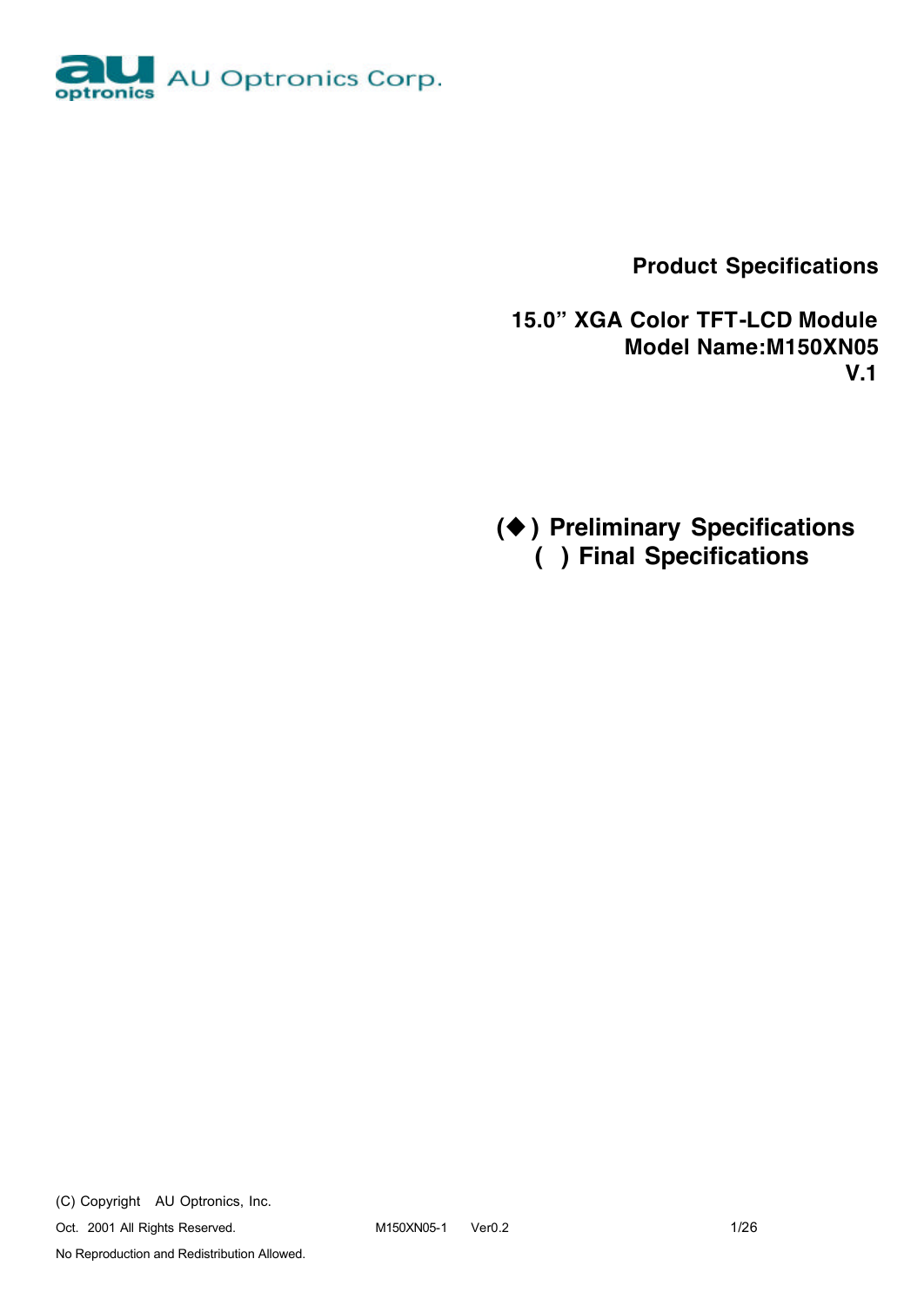AU Optronics Corp.

**Product Specifications**

**15.0" XGA Color TFT-LCD Module**
**Model Name:M150XN05**
**V.1**

**(◆) Preliminary Specifications**
**( ) Final Specifications**

(C) Copyright AU Optronics, Inc.
Oct. 2001 All Rights Reserved.
No Reproduction and Redistribution Allowed.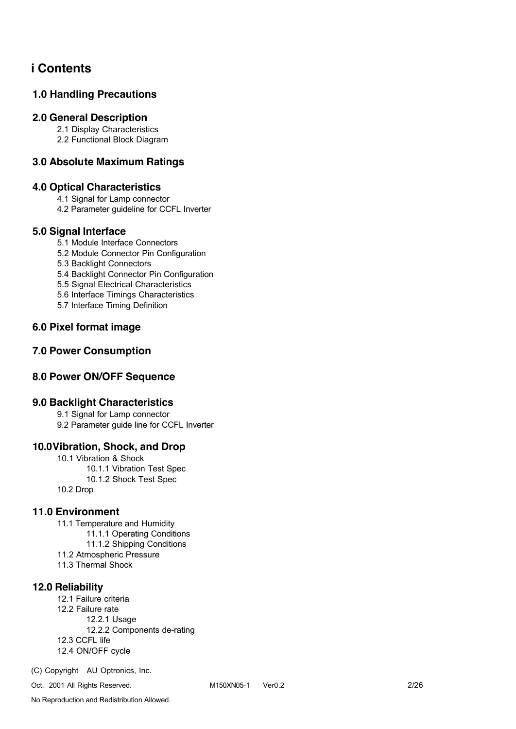# i Contents

## 1.0 Handling Precautions

## 2.0 General Description

- 2.1 Display Characteristics
- 2.2 Functional Block Diagram

## 3.0 Absolute Maximum Ratings

## 4.0 Optical Characteristics

- 4.1 Signal for Lamp connector
- 4.2 Parameter guideline for CCFL Inverter

## 5.0 Signal Interface

- 5.1 Module Interface Connectors
- 5.2 Module Connector Pin Configuration
- 5.3 Backlight Connectors
- 5.4 Backlight Connector Pin Configuration
- 5.5 Signal Electrical Characteristics
- 5.6 Interface Timings Characteristics
- 5.7 Interface Timing Definition

## 6.0 Pixel format image

## 7.0 Power Consumption

## 8.0 Power ON/OFF Sequence

## 9.0 Backlight Characteristics

- 9.1 Signal for Lamp connector
- 9.2 Parameter guide line for CCFL Inverter

## 10.0Vibration, Shock, and Drop

- 10.1 Vibration & Shock
  - 10.1.1 Vibration Test Spec
  - 10.1.2 Shock Test Spec
- 10.2 Drop

## 11.0 Environment

- 11.1 Temperature and Humidity
  - 11.1.1 Operating Conditions
  - 11.1.2 Shipping Conditions
- 11.2 Atmospheric Pressure
- 11.3 Thermal Shock

## 12.0 Reliability

- 12.1 Failure criteria
- 12.2 Failure rate
  - 12.2.1 Usage
  - 12.2.2 Components de-rating
- 12.3 CCFL life
- 12.4 ON/OFF cycle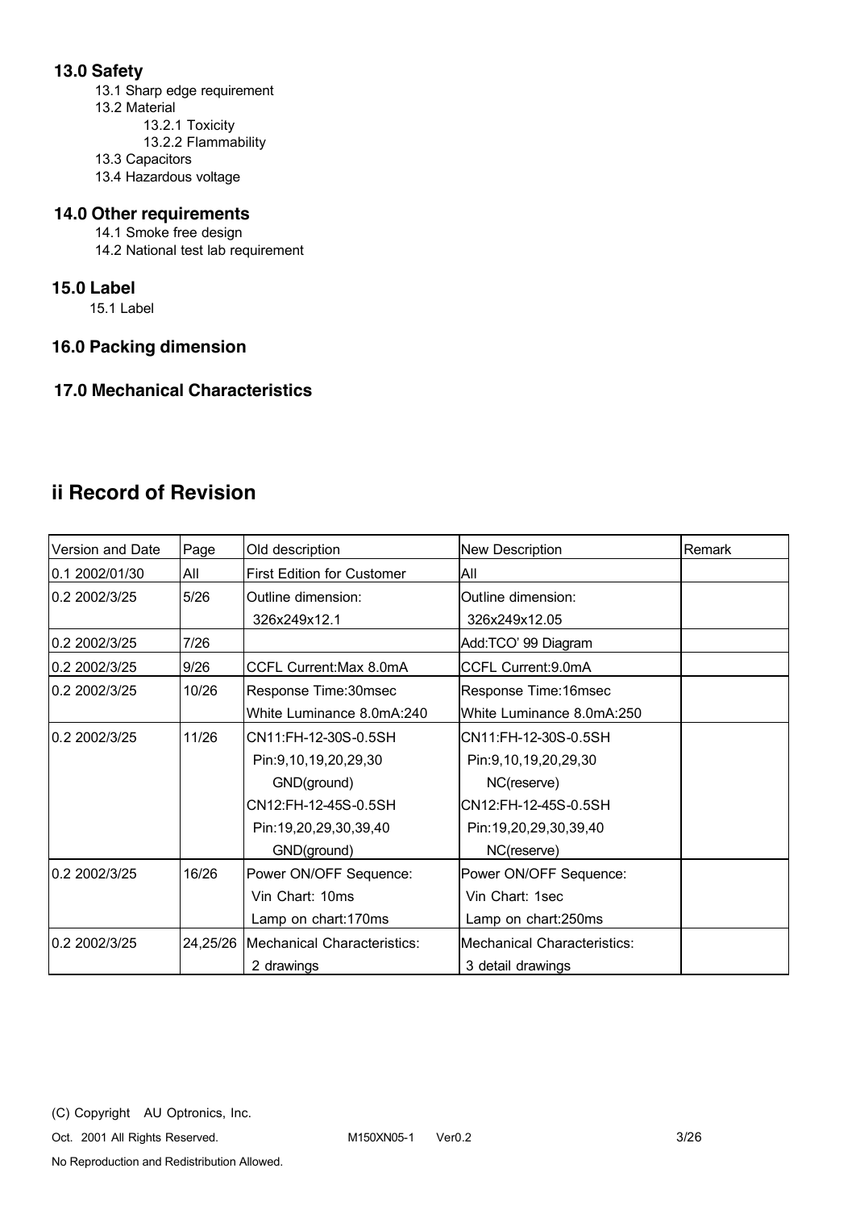## 13.0 Safety

13.1 Sharp edge requirement

13.2 Material

13.2.1 Toxicity

13.2.2 Flammability

13.3 Capacitors

13.4 Hazardous voltage

## 14.0 Other requirements

14.1 Smoke free design

14.2 National test lab requirement

## 15.0 Label

15.1 Label

## 16.0 Packing dimension

## 17.0 Mechanical Characteristics

# ii Record of Revision

| Version and Date | Page | Old description | New Description | Remark |
|---|---|---|---|---|
| 0.1 2002/01/30 | All | First Edition for Customer | All | |
| 0.2 2002/3/25 | 5/26 | Outline dimension:<br>326x249x12.1 | Outline dimension:<br>326x249x12.05 | |
| 0.2 2002/3/25 | 7/26 | | Add:TCO' 99 Diagram | |
| 0.2 2002/3/25 | 9/26 | CCFL Current:Max 8.0mA | CCFL Current:9.0mA | |
| 0.2 2002/3/25 | 10/26 | Response Time:30msec<br>White Luminance 8.0mA:240 | Response Time:16msec<br>White Luminance 8.0mA:250 | |
| 0.2 2002/3/25 | 11/26 | CN11:FH-12-30S-0.5SH<br>Pin:9,10,19,20,29,30<br>GND(ground)<br>CN12:FH-12-45S-0.5SH<br>Pin:19,20,29,30,39,40<br>GND(ground) | CN11:FH-12-30S-0.5SH<br>Pin:9,10,19,20,29,30<br>NC(reserve)<br>CN12:FH-12-45S-0.5SH<br>Pin:19,20,29,30,39,40<br>NC(reserve) | |
| 0.2 2002/3/25 | 16/26 | Power ON/OFF Sequence:<br>Vin Chart: 10ms<br>Lamp on chart:170ms | Power ON/OFF Sequence:<br>Vin Chart: 1sec<br>Lamp on chart:250ms | |
| 0.2 2002/3/25 | 24,25/26 | Mechanical Characteristics:<br>2 drawings | Mechanical Characteristics:<br>3 detail drawings | |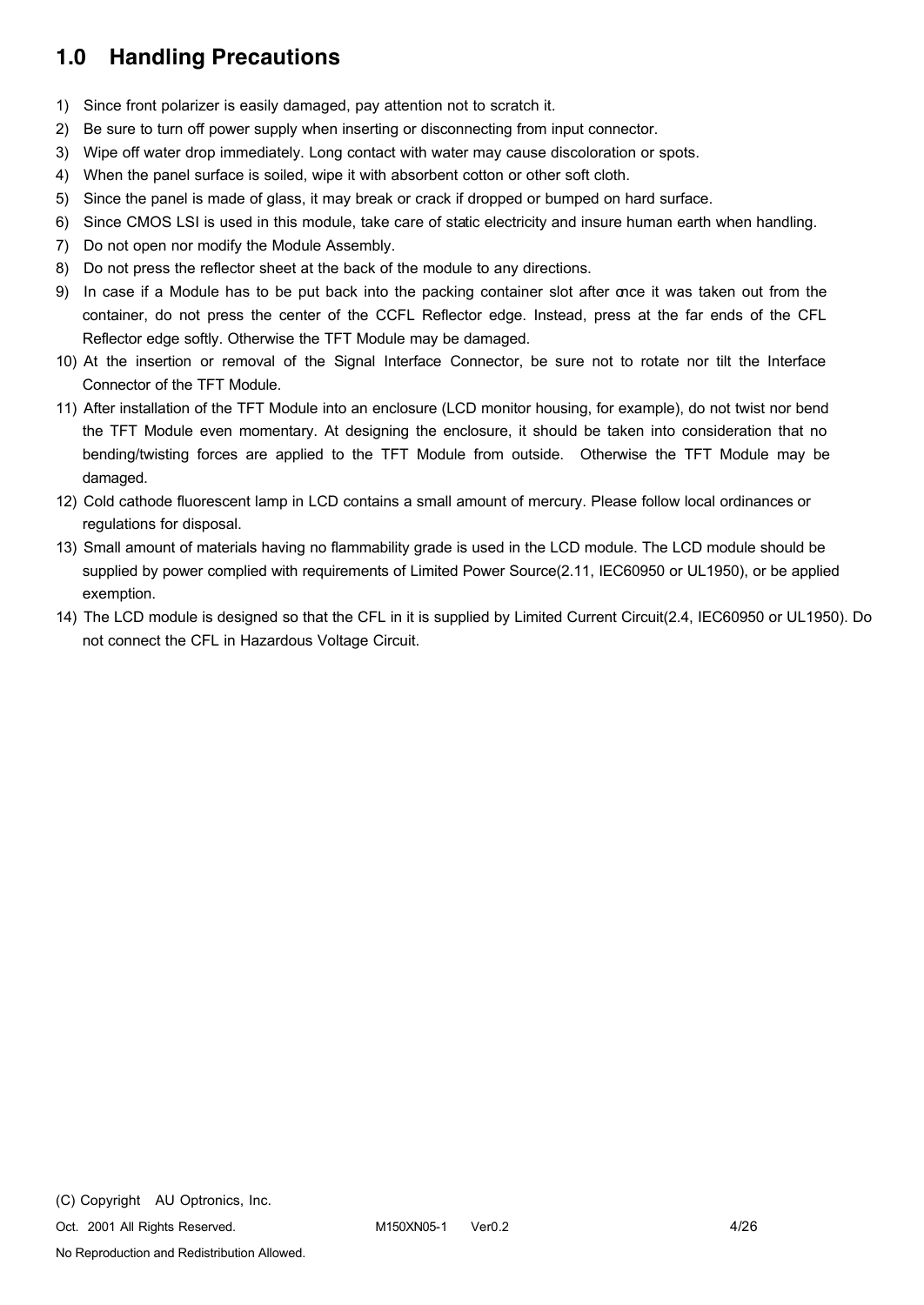# 1.0 Handling Precautions

1) Since front polarizer is easily damaged, pay attention not to scratch it.
2) Be sure to turn off power supply when inserting or disconnecting from input connector.
3) Wipe off water drop immediately. Long contact with water may cause discoloration or spots.
4) When the panel surface is soiled, wipe it with absorbent cotton or other soft cloth.
5) Since the panel is made of glass, it may break or crack if dropped or bumped on hard surface.
6) Since CMOS LSI is used in this module, take care of static electricity and insure human earth when handling.
7) Do not open nor modify the Module Assembly.
8) Do not press the reflector sheet at the back of the module to any directions.
9) In case if a Module has to be put back into the packing container slot after once it was taken out from the container, do not press the center of the CCFL Reflector edge. Instead, press at the far ends of the CFL Reflector edge softly. Otherwise the TFT Module may be damaged.
10) At the insertion or removal of the Signal Interface Connector, be sure not to rotate nor tilt the Interface Connector of the TFT Module.
11) After installation of the TFT Module into an enclosure (LCD monitor housing, for example), do not twist nor bend the TFT Module even momentary. At designing the enclosure, it should be taken into consideration that no bending/twisting forces are applied to the TFT Module from outside. Otherwise the TFT Module may be damaged.
12) Cold cathode fluorescent lamp in LCD contains a small amount of mercury. Please follow local ordinances or regulations for disposal.
13) Small amount of materials having no flammability grade is used in the LCD module. The LCD module should be supplied by power complied with requirements of Limited Power Source(2.11, IEC60950 or UL1950), or be applied exemption.
14) The LCD module is designed so that the CFL in it is supplied by Limited Current Circuit(2.4, IEC60950 or UL1950). Do not connect the CFL in Hazardous Voltage Circuit.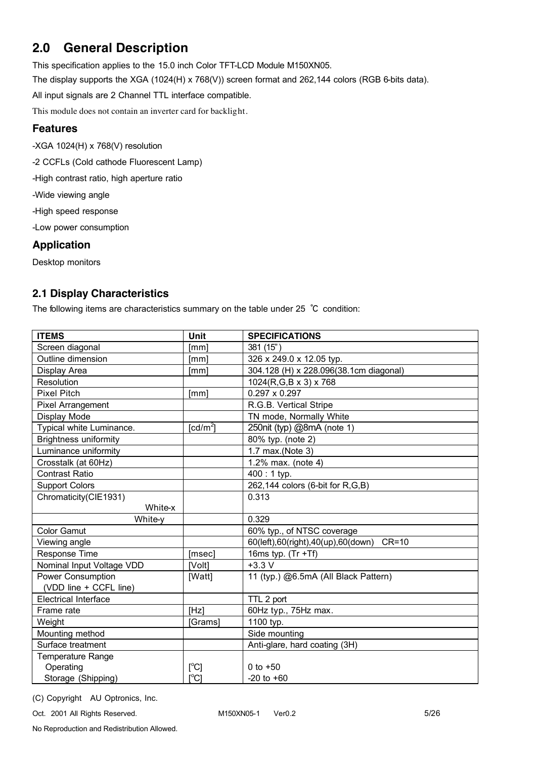## 2.0 General Description

This specification applies to the 15.0 inch Color TFT-LCD Module M150XN05.

The display supports the XGA (1024(H) x 768(V)) screen format and 262,144 colors (RGB 6-bits data).

All input signals are 2 Channel TTL interface compatible.

This module does not contain an inverter card for backlight.

### Features

-XGA 1024(H) x 768(V) resolution

-2 CCFLs (Cold cathode Fluorescent Lamp)

-High contrast ratio, high aperture ratio

-Wide viewing angle

-High speed response

-Low power consumption

### Application

Desktop monitors

### 2.1 Display Characteristics

The following items are characteristics summary on the table under 25 ℃ condition:

| ITEMS | Unit | SPECIFICATIONS |
|---|---|---|
| Screen diagonal | [mm] | 381 (15") |
| Outline dimension | [mm] | 326 x 249.0 x 12.05 typ. |
| Display Area | [mm] | 304.128 (H) x 228.096(38.1cm diagonal) |
| Resolution | | 1024(R,G,B x 3) x 768 |
| Pixel Pitch | [mm] | 0.297 x 0.297 |
| Pixel Arrangement | | R.G.B. Vertical Stripe |
| Display Mode | | TN mode, Normally White |
| Typical white Luminance. | [cd/m$^2$] | 250nit (typ) @8mA (note 1) |
| Brightness uniformity | | 80% typ. (note 2) |
| Luminance uniformity | | 1.7 max.(Note 3) |
| Crosstalk (at 60Hz) | | 1.2% max. (note 4) |
| Contrast Ratio | | 400 : 1 typ. |
| Support Colors | | 262,144 colors (6-bit for R,G,B) |
| Chromaticity(CIE1931) White-x | | 0.313 |
| White-y | | 0.329 |
| Color Gamut | | 60% typ., of NTSC coverage |
| Viewing angle | | 60(left),60(right),40(up),60(down) CR=10 |
| Response Time | [msec] | 16ms typ. (Tr +Tf) |
| Nominal Input Voltage VDD | [Volt] | +3.3 V |
| Power Consumption (VDD line + CCFL line) | [Watt] | 11 (typ.) @6.5mA (All Black Pattern) |
| Electrical Interface | | TTL 2 port |
| Frame rate | [Hz] | 60Hz typ., 75Hz max. |
| Weight | [Grams] | 1100 typ. |
| Mounting method | | Side mounting |
| Surface treatment | | Anti-glare, hard coating (3H) |
| Temperature Range<br>Operating<br>Storage (Shipping) | <br>[$^o$C]<br>[$^o$C] | <br>0 to +50<br>-20 to +60 |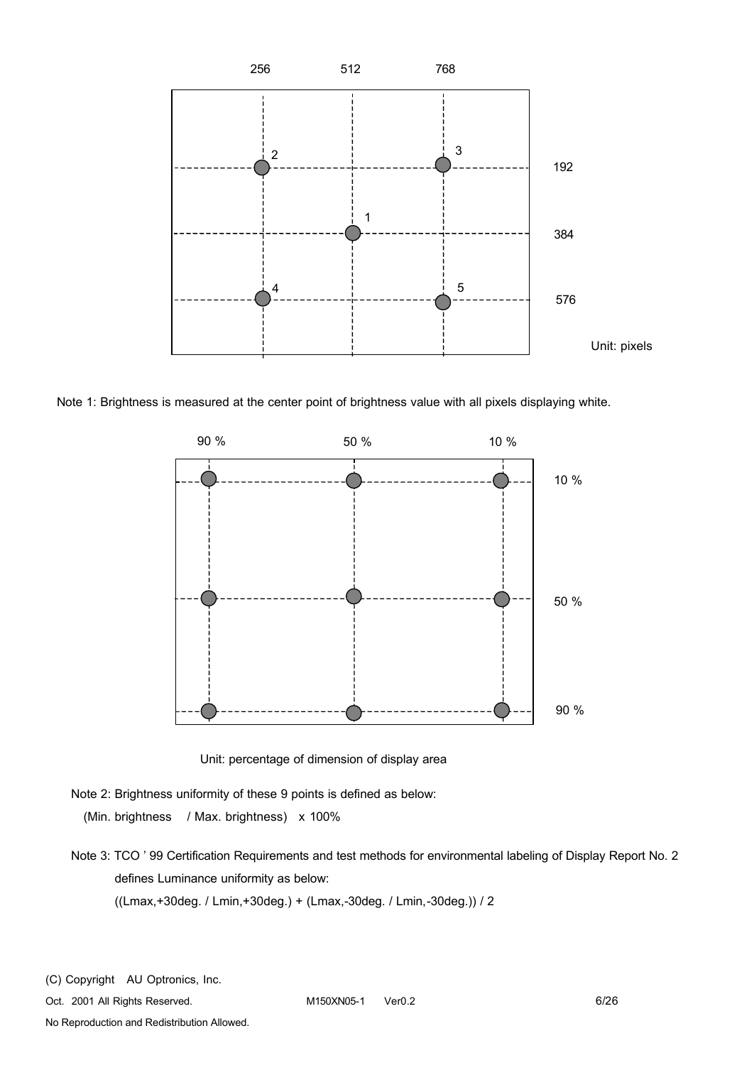256 512 768

192

384

576

Unit: pixels

Note 1: Brightness is measured at the center point of brightness value with all pixels displaying white.

90 % 50 % 10 %

10 %

50 %

90 %

Unit: percentage of dimension of display area

Note 2: Brightness uniformity of these 9 points is defined as below:

(Min. brightness / Max. brightness) x 100%

Note 3: TCO ' 99 Certification Requirements and test methods for environmental labeling of Display Report No. 2 defines Luminance uniformity as below:

((Lmax,+30deg. / Lmin,+30deg.) + (Lmax,-30deg. / Lmin,-30deg.)) / 2

(C) Copyright AU Optronics, Inc.

Oct. 2001 All Rights Reserved. M150XN05-1 Ver0.2

No Reproduction and Redistribution Allowed.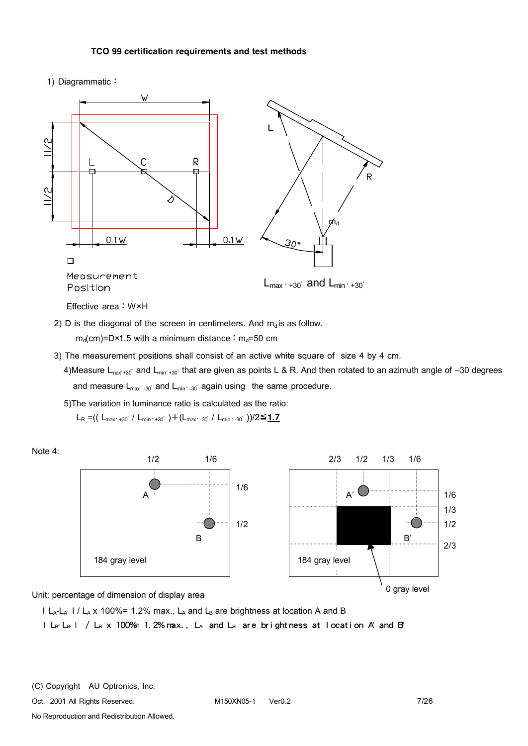#### TCO 99 certification requirements and test methods

1) Diagrammatic：

□ Measurement Position

$L_{max',+30°}$ and $L_{min',+30°}$

Effective area：W×H

2) D is the diagonal of the screen in centimeters. And $m_d$ is as follow.

$m_d$(cm)=D×1.5 with a minimum distance：$m_d$=50 cm

3) The measurement positions shall consist of an active white square of size 4 by 4 cm.

4)Measure $L_{max',+30°}$ and $L_{min',+30°}$ that are given as points L & R. And then rotated to an azimuth angle of –30 degrees and measure $L_{max',-30°}$ and $L_{min',-30°}$ again using the same procedure.

5)The variation in luminance ratio is calculated as the ratio:

$L_R =((L_{max',+30°} / L_{min',+30°}) + (L_{max',-30°} / L_{min',-30°}))/2 \leqq$ **1.7**

Note 4:

184 gray level

0 gray level

Unit: percentage of dimension of display area

$| L_A - L_{A'} | / L_A$ x 100%= 1.2% max., $L_A$ and $L_B$ are brightness at location A and B

$| L_{B'} - L_B | / L_B$ x 100%= 1.2% max., $L_{A'}$ and $L_{B'}$ are brightness at location A' and B'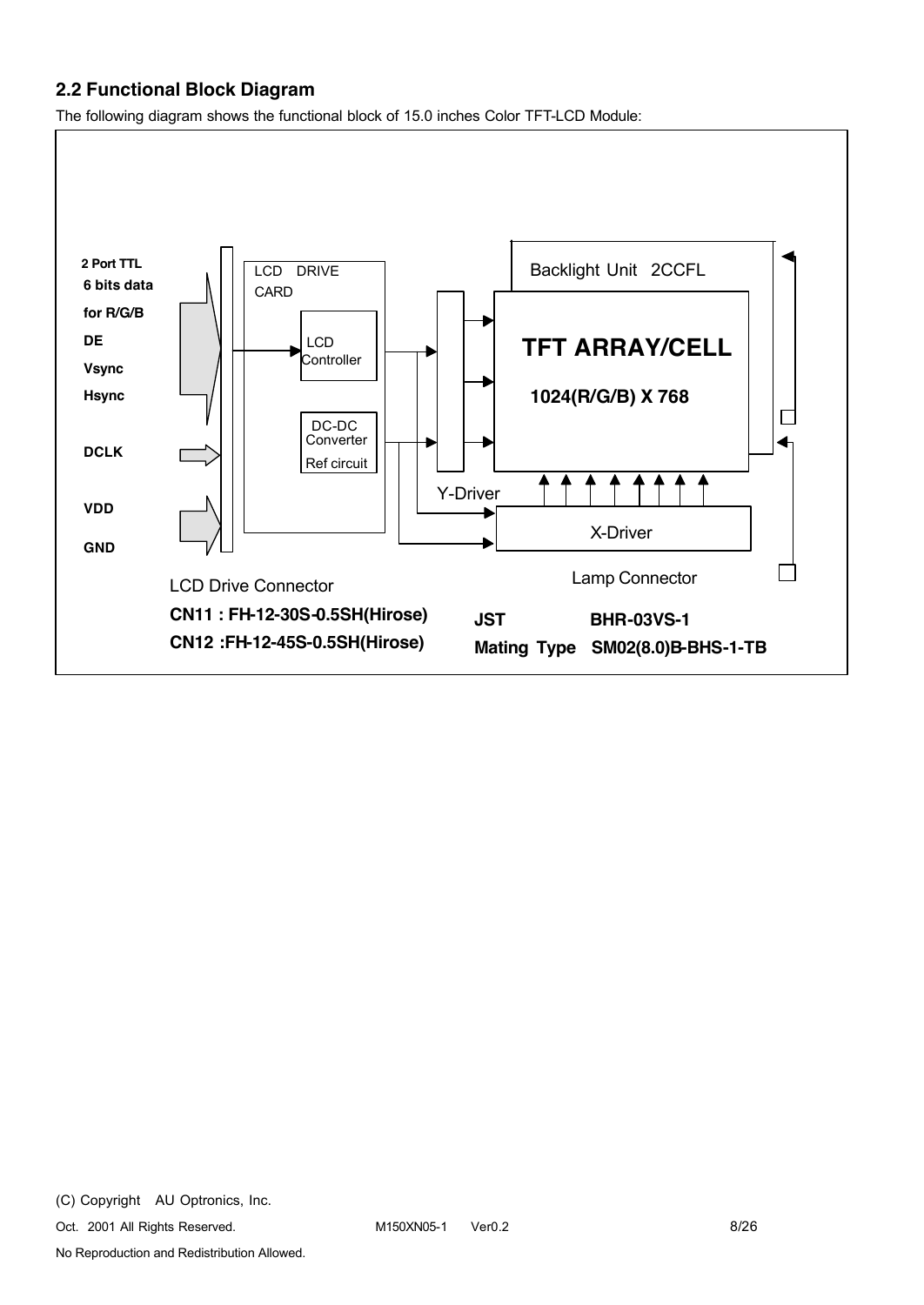## 2.2 Functional Block Diagram

The following diagram shows the functional block of 15.0 inches Color TFT-LCD Module:

2 Port TTL
6 bits data
for R/G/B
DE
Vsync
Hsync

DCLK

VDD

GND

LCD DRIVE CARD

LCD Controller

DC-DC Converter
Ref circuit

Y-Driver

Backlight Unit 2CCFL

**TFT ARRAY/CELL**

**1024(R/G/B) X 768**

X-Driver

LCD Drive Connector

**CN11 : FH-12-30S-0.5SH(Hirose)**

**CN12 :FH-12-45S-0.5SH(Hirose)**

Lamp Connector

**JST BHR-03VS-1**

**Mating Type SM02(8.0)B-BHS-1-TB**

(C) Copyright AU Optronics, Inc.

Oct. 2001 All Rights Reserved. M150XN05-1 Ver0.2

No Reproduction and Redistribution Allowed.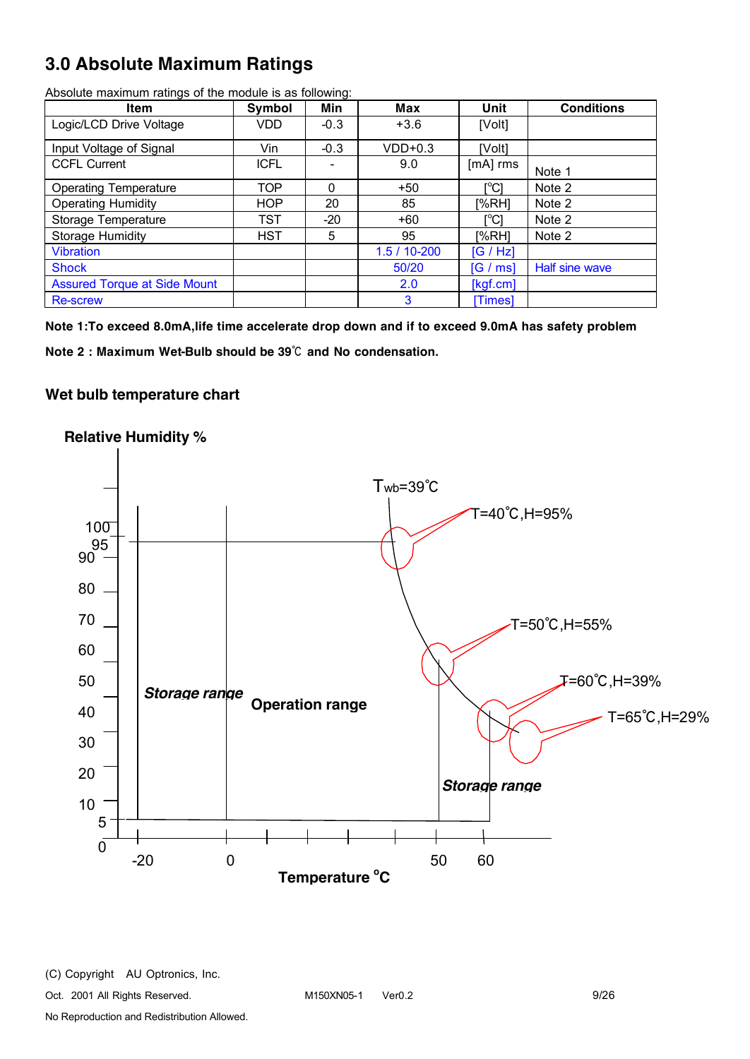## 3.0 Absolute Maximum Ratings

Absolute maximum ratings of the module is as following:

| Item | Symbol | Min | Max | Unit | Conditions |
|---|---|---|---|---|---|
| Logic/LCD Drive Voltage | VDD | -0.3 | +3.6 | [Volt] | |
| Input Voltage of Signal | Vin | -0.3 | VDD+0.3 | [Volt] | |
| CCFL Current | ICFL | - | 9.0 | [mA] rms | Note 1 |
| Operating Temperature | TOP | 0 | +50 | [°C] | Note 2 |
| Operating Humidity | HOP | 20 | 85 | [%RH] | Note 2 |
| Storage Temperature | TST | -20 | +60 | [°C] | Note 2 |
| Storage Humidity | HST | 5 | 95 | [%RH] | Note 2 |
| Vibration | | | 1.5 / 10-200 | [G / Hz] | |
| Shock | | | 50/20 | [G / ms] | Half sine wave |
| Assured Torque at Side Mount | | | 2.0 | [kgf.cm] | |
| Re-screw | | | 3 | [Times] | |

**Note 1:To exceed 8.0mA,life time accelerate drop down and if to exceed 9.0mA has safety problem**

**Note 2 : Maximum Wet-Bulb should be 39℃ and No condensation.**

### Wet bulb temperature chart

**Relative Humidity %**

$T_{wb}$=39˚C

T=40˚C,H=95%

T=50˚C,H=55%

T=60˚C,H=39%

T=65˚C,H=29%

*Storage range*

**Operation range**

*Storage range*

**Temperature °C**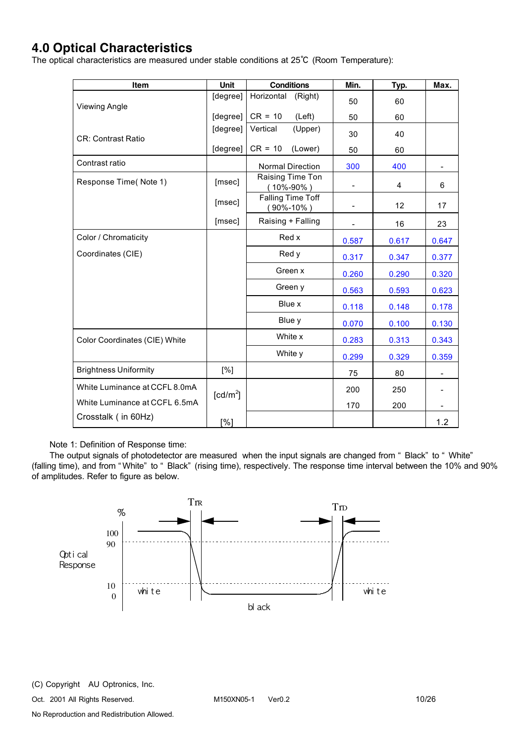## 4.0 Optical Characteristics

The optical characteristics are measured under stable conditions at 25℃ (Room Temperature):

| Item | Unit | Conditions | Min. | Typ. | Max. |
|---|---|---|---|---|---|
| Viewing Angle | [degree] | Horizontal (Right) | 50 | 60 | |
| | [degree] | CR = 10 (Left) | 50 | 60 | |
| CR: Contrast Ratio | [degree] | Vertical (Upper) | 30 | 40 | |
| | [degree] | CR = 10 (Lower) | 50 | 60 | |
| Contrast ratio | | Normal Direction | 300 | 400 | - |
| Response Time( Note 1) | [msec] | Raising Time Ton ( 10%-90% ) | - | 4 | 6 |
| | [msec] | Falling Time Toff ( 90%-10% ) | - | 12 | 17 |
| | [msec] | Raising + Falling | - | 16 | 23 |
| Color / Chromaticity Coordinates (CIE) | | Red x | 0.587 | 0.617 | 0.647 |
| | | Red y | 0.317 | 0.347 | 0.377 |
| | | Green x | 0.260 | 0.290 | 0.320 |
| | | Green y | 0.563 | 0.593 | 0.623 |
| | | Blue x | 0.118 | 0.148 | 0.178 |
| | | Blue y | 0.070 | 0.100 | 0.130 |
| Color Coordinates (CIE) White | | White x | 0.283 | 0.313 | 0.343 |
| | | White y | 0.299 | 0.329 | 0.359 |
| Brightness Uniformity | [%] | | 75 | 80 | - |
| White Luminance at CCFL 8.0mA | [cd/m$^2$] | | 200 | 250 | - |
| White Luminance at CCFL 6.5mA | | | 170 | 200 | - |
| Crosstalk ( in 60Hz) | [%] | | | | 1.2 |

Note 1: Definition of Response time:

The output signals of photodetector are measured when the input signals are changed from " Black" to " White" (falling time), and from "White" to " Black" (rising time), respectively. The response time interval between the 10% and 90% of amplitudes. Refer to figure as below.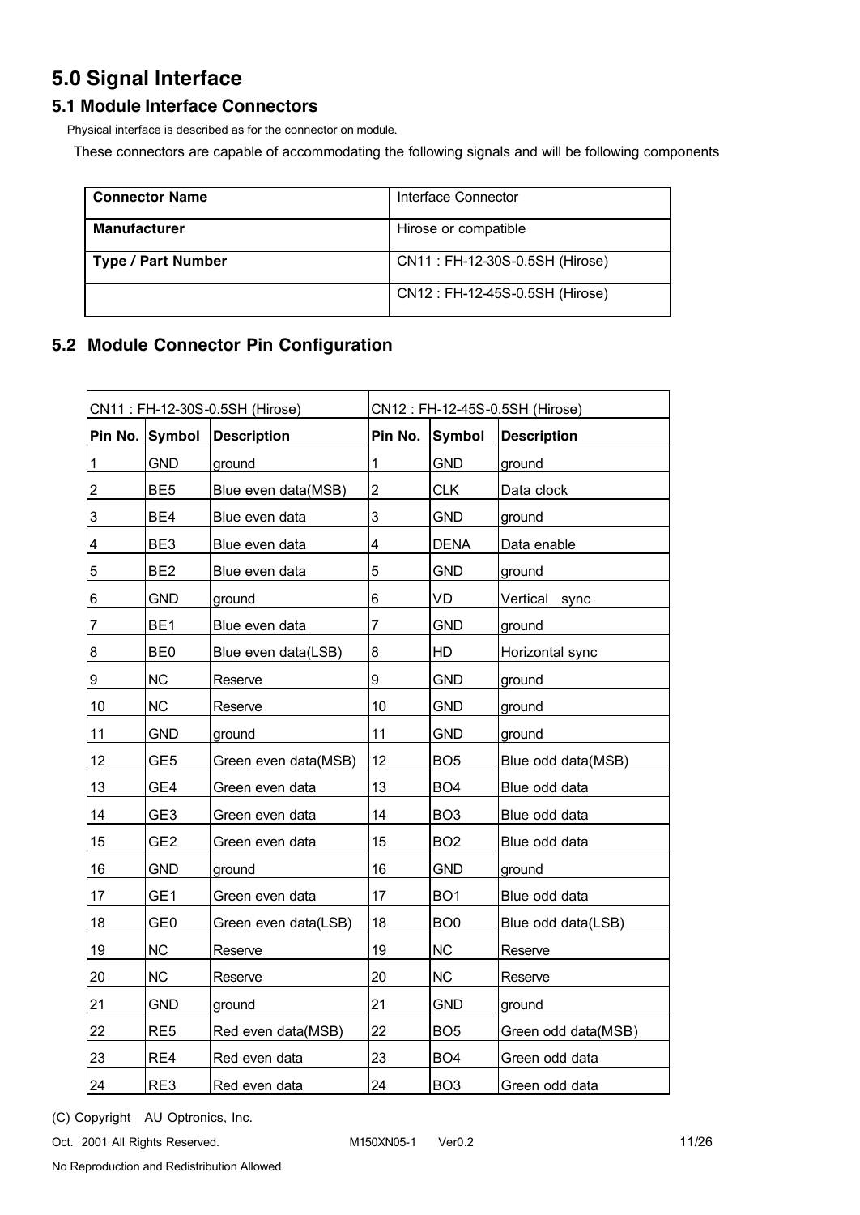# 5.0 Signal Interface

## 5.1 Module Interface Connectors

Physical interface is described as for the connector on module.

These connectors are capable of accommodating the following signals and will be following components

| **Connector Name** | Interface Connector |
|---|---|
| **Manufacturer** | Hirose or compatible |
| **Type / Part Number** | CN11 : FH-12-30S-0.5SH (Hirose) |
| | CN12 : FH-12-45S-0.5SH (Hirose) |

## 5.2 Module Connector Pin Configuration

| CN11 : FH-12-30S-0.5SH (Hirose) | | | CN12 : FH-12-45S-0.5SH (Hirose) | | |
|---|---|---|---|---|---|
| **Pin No.** | **Symbol** | **Description** | **Pin No.** | **Symbol** | **Description** |
| 1 | GND | ground | 1 | GND | ground |
| 2 | BE5 | Blue even data(MSB) | 2 | CLK | Data clock |
| 3 | BE4 | Blue even data | 3 | GND | ground |
| 4 | BE3 | Blue even data | 4 | DENA | Data enable |
| 5 | BE2 | Blue even data | 5 | GND | ground |
| 6 | GND | ground | 6 | VD | Vertical sync |
| 7 | BE1 | Blue even data | 7 | GND | ground |
| 8 | BE0 | Blue even data(LSB) | 8 | HD | Horizontal sync |
| 9 | NC | Reserve | 9 | GND | ground |
| 10 | NC | Reserve | 10 | GND | ground |
| 11 | GND | ground | 11 | GND | ground |
| 12 | GE5 | Green even data(MSB) | 12 | BO5 | Blue odd data(MSB) |
| 13 | GE4 | Green even data | 13 | BO4 | Blue odd data |
| 14 | GE3 | Green even data | 14 | BO3 | Blue odd data |
| 15 | GE2 | Green even data | 15 | BO2 | Blue odd data |
| 16 | GND | ground | 16 | GND | ground |
| 17 | GE1 | Green even data | 17 | BO1 | Blue odd data |
| 18 | GE0 | Green even data(LSB) | 18 | BO0 | Blue odd data(LSB) |
| 19 | NC | Reserve | 19 | NC | Reserve |
| 20 | NC | Reserve | 20 | NC | Reserve |
| 21 | GND | ground | 21 | GND | ground |
| 22 | RE5 | Red even data(MSB) | 22 | BO5 | Green odd data(MSB) |
| 23 | RE4 | Red even data | 23 | BO4 | Green odd data |
| 24 | RE3 | Red even data | 24 | BO3 | Green odd data |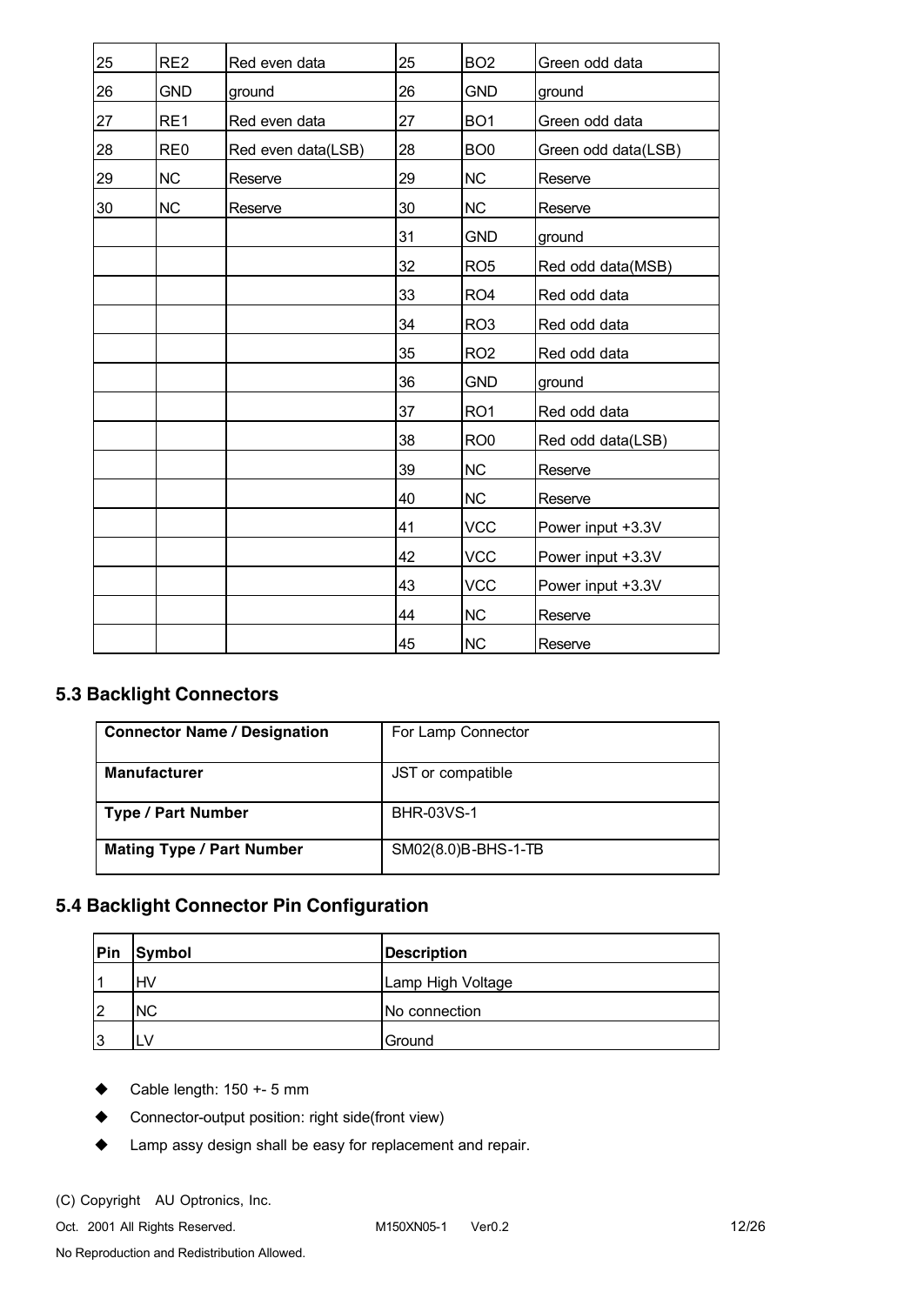| 25 | RE2 | Red even data | 25 | BO2 | Green odd data |
|---|---|---|---|---|---|
| 26 | GND | ground | 26 | GND | ground |
| 27 | RE1 | Red even data | 27 | BO1 | Green odd data |
| 28 | RE0 | Red even data(LSB) | 28 | BO0 | Green odd data(LSB) |
| 29 | NC | Reserve | 29 | NC | Reserve |
| 30 | NC | Reserve | 30 | NC | Reserve |
| | | | 31 | GND | ground |
| | | | 32 | RO5 | Red odd data(MSB) |
| | | | 33 | RO4 | Red odd data |
| | | | 34 | RO3 | Red odd data |
| | | | 35 | RO2 | Red odd data |
| | | | 36 | GND | ground |
| | | | 37 | RO1 | Red odd data |
| | | | 38 | RO0 | Red odd data(LSB) |
| | | | 39 | NC | Reserve |
| | | | 40 | NC | Reserve |
| | | | 41 | VCC | Power input +3.3V |
| | | | 42 | VCC | Power input +3.3V |
| | | | 43 | VCC | Power input +3.3V |
| | | | 44 | NC | Reserve |
| | | | 45 | NC | Reserve |

## 5.3 Backlight Connectors

| **Connector Name / Designation** | For Lamp Connector |
|---|---|
| **Manufacturer** | JST or compatible |
| **Type / Part Number** | BHR-03VS-1 |
| **Mating Type / Part Number** | SM02(8.0)B-BHS-1-TB |

## 5.4 Backlight Connector Pin Configuration

| Pin | Symbol | Description |
|---|---|---|
| 1 | HV | Lamp High Voltage |
| 2 | NC | No connection |
| 3 | LV | Ground |

- Cable length: 150 +- 5 mm
- Connector-output position: right side(front view)
- Lamp assy design shall be easy for replacement and repair.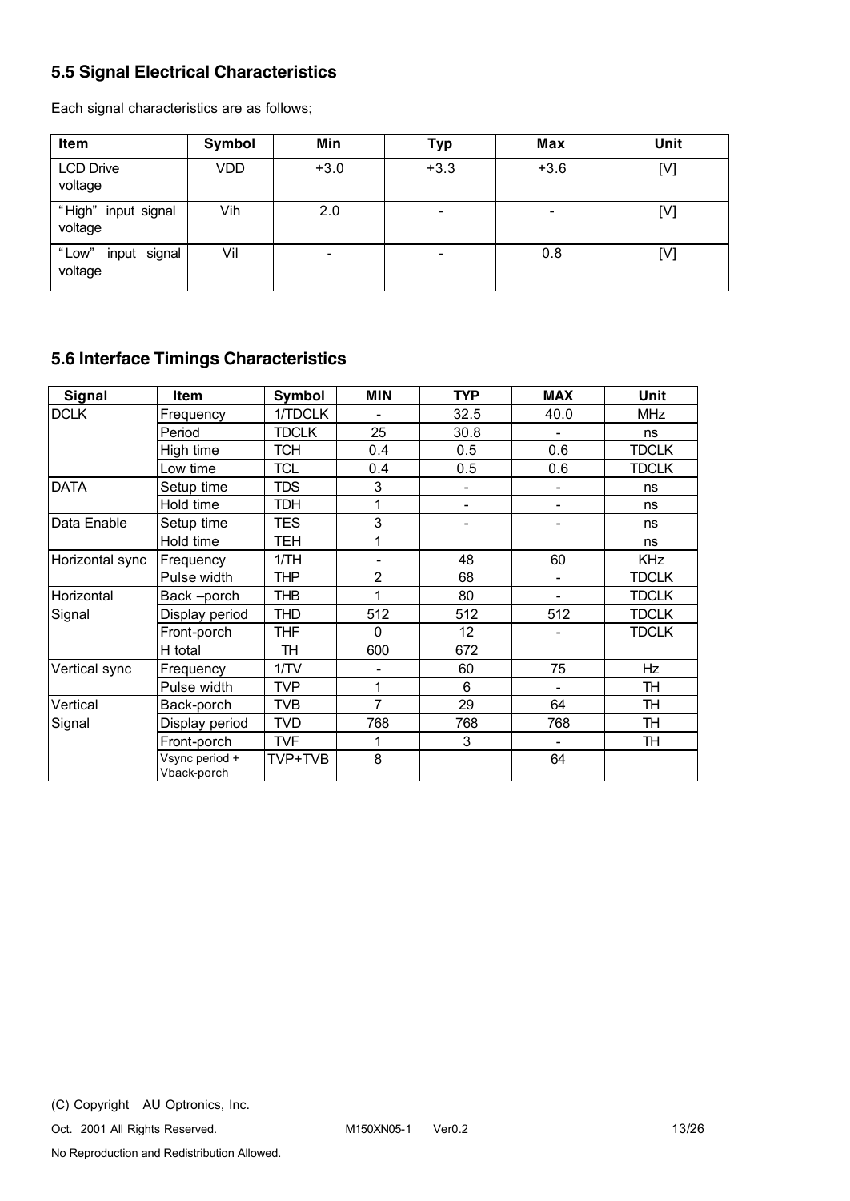## 5.5 Signal Electrical Characteristics

Each signal characteristics are as follows;

| Item | Symbol | Min | Typ | Max | Unit |
|---|---|---|---|---|---|
| LCD Drive voltage | VDD | +3.0 | +3.3 | +3.6 | [V] |
| "High" input signal voltage | Vih | 2.0 | - | - | [V] |
| "Low" input signal voltage | Vil | - | - | 0.8 | [V] |

## 5.6 Interface Timings Characteristics

| Signal | Item | Symbol | MIN | TYP | MAX | Unit |
|---|---|---|---|---|---|---|
| DCLK | Frequency | 1/TDCLK | - | 32.5 | 40.0 | MHz |
| | Period | TDCLK | 25 | 30.8 | - | ns |
| | High time | TCH | 0.4 | 0.5 | 0.6 | TDCLK |
| | Low time | TCL | 0.4 | 0.5 | 0.6 | TDCLK |
| DATA | Setup time | TDS | 3 | - | - | ns |
| | Hold time | TDH | 1 | - | - | ns |
| Data Enable | Setup time | TES | 3 | - | - | ns |
| | Hold time | TEH | 1 | | | ns |
| Horizontal sync | Frequency | 1/TH | - | 48 | 60 | KHz |
| | Pulse width | THP | 2 | 68 | - | TDCLK |
| Horizontal Signal | Back –porch | THB | 1 | 80 | - | TDCLK |
| | Display period | THD | 512 | 512 | 512 | TDCLK |
| | Front-porch | THF | 0 | 12 | - | TDCLK |
| | H total | TH | 600 | 672 | | |
| Vertical sync | Frequency | 1/TV | - | 60 | 75 | Hz |
| | Pulse width | TVP | 1 | 6 | - | TH |
| Vertical Signal | Back-porch | TVB | 7 | 29 | 64 | TH |
| | Display period | TVD | 768 | 768 | 768 | TH |
| | Front-porch | TVF | 1 | 3 | - | TH |
| | Vsync period + Vback-porch | TVP+TVB | 8 | | 64 | |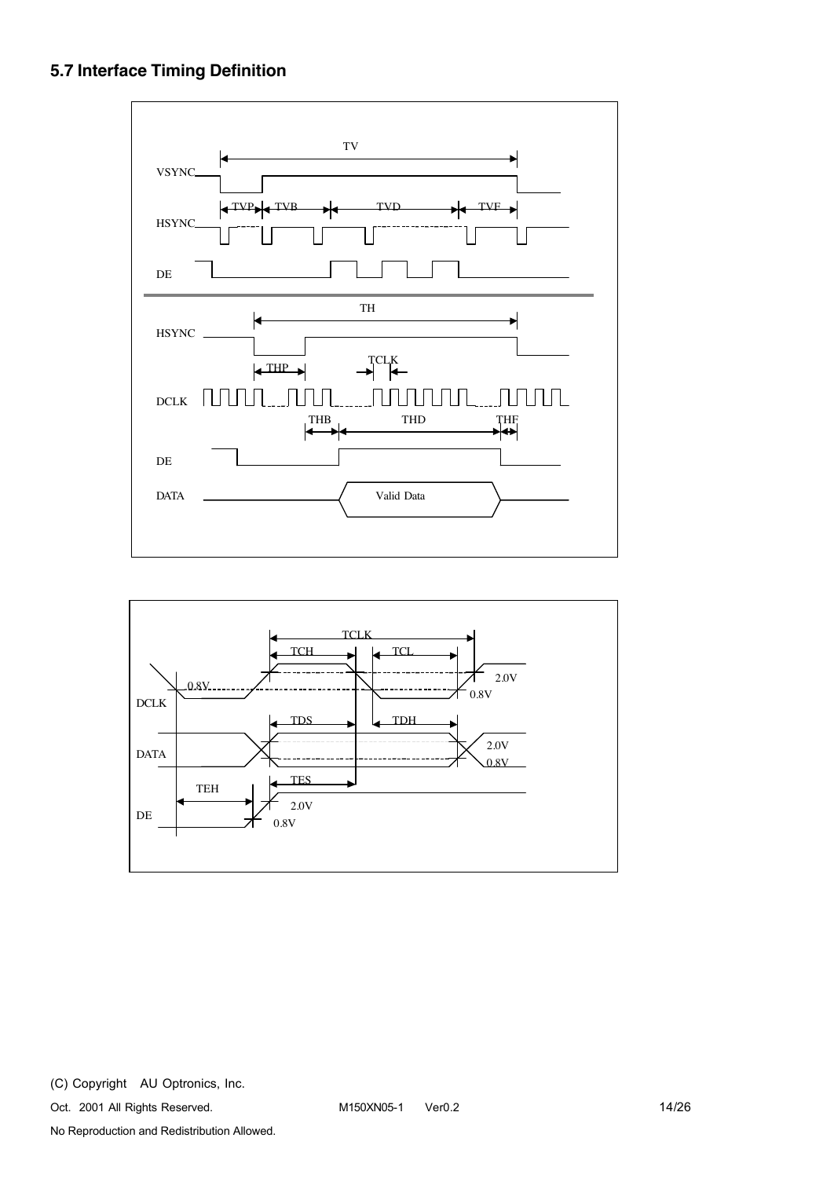## 5.7 Interface Timing Definition

TV

VSYNC

TVP TVB TVD TVF

HSYNC

DE

TH

HSYNC

THP TCLK

DCLK

THB THD THF

DE

DATA Valid Data

TCLK

TCH TCL

0.8V 2.0V 0.8V

DCLK

TDS TDH

DATA 2.0V 0.8V

TES

TEH

2.0V

DE

0.8V

(C) Copyright AU Optronics, Inc.

Oct. 2001 All Rights Reserved. M150XN05-1 Ver0.2

No Reproduction and Redistribution Allowed.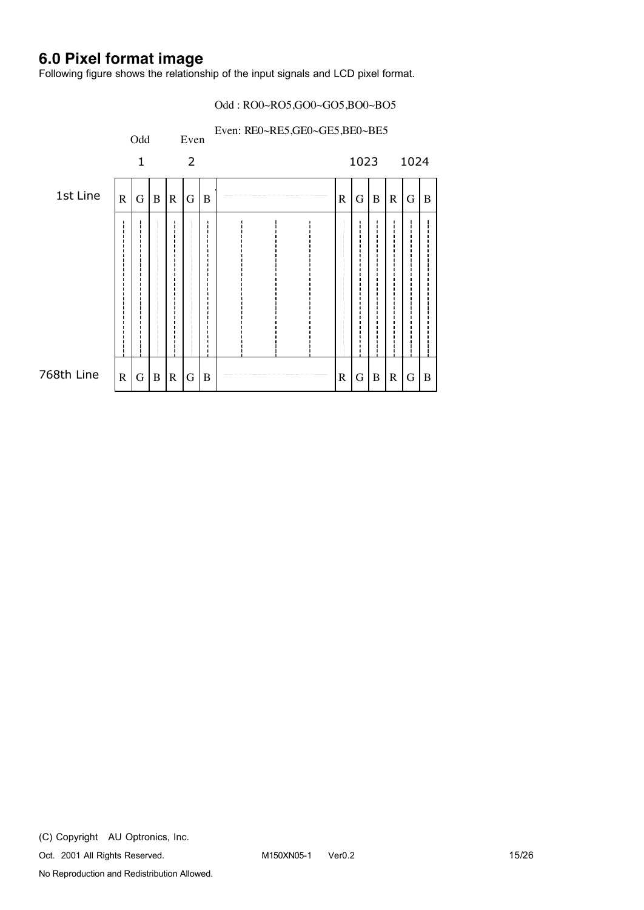# 6.0 Pixel format image

Following figure shows the relationship of the input signals and LCD pixel format.

Odd : RO0~RO5,GO0~GO5,BO0~BO5

Even: RE0~RE5,GE0~GE5,BE0~BE5

| | Odd | | | Even | | | | 1023 | | | 1024 | | |
|---|---|---|---|---|---|---|---|---|---|---|---|---|---|
| | 1 | | | 2 | | | | | | | | | |
| 1st Line | R | G | B | R | G | B | ...... | R | G | B | R | G | B |
| 768th Line | R | G | B | R | G | B | ...... | R | G | B | R | G | B |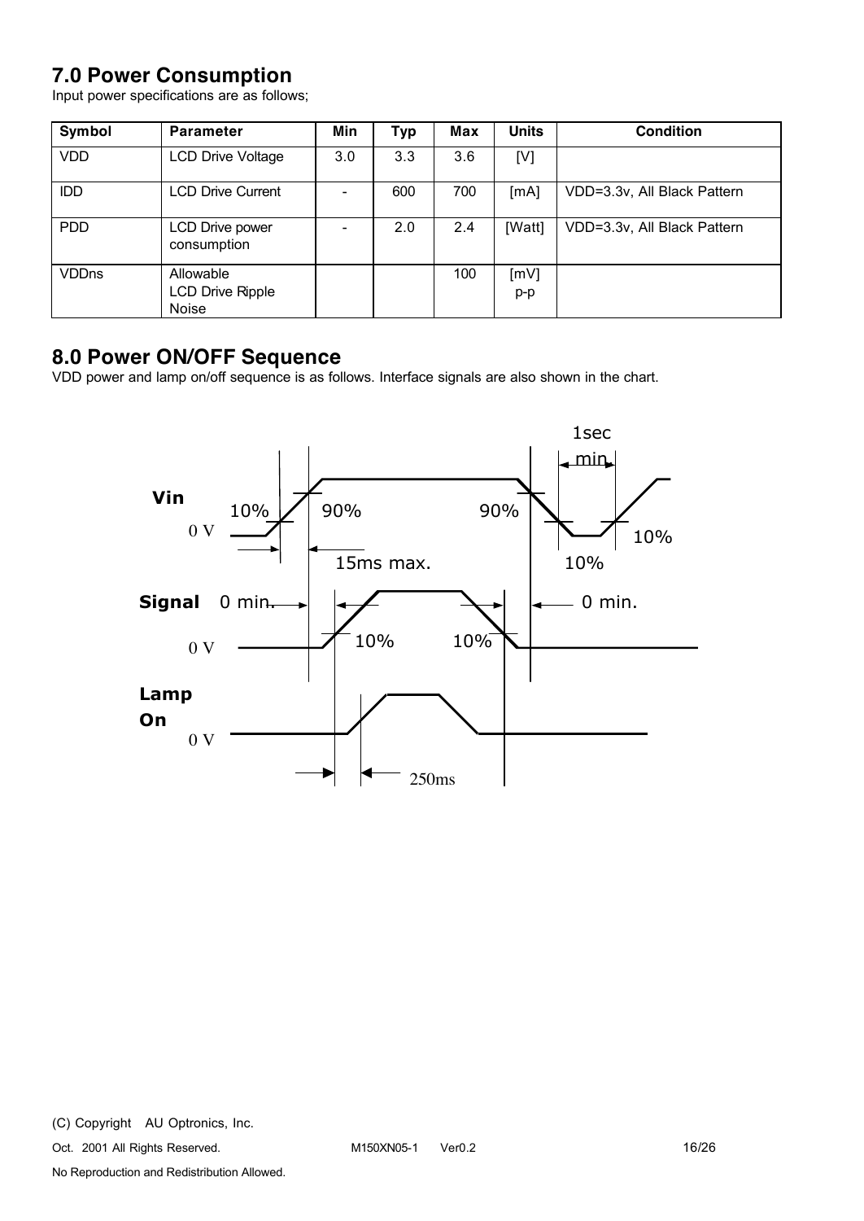## 7.0 Power Consumption

Input power specifications are as follows;

| Symbol | Parameter | Min | Typ | Max | Units | Condition |
|---|---|---|---|---|---|---|
| VDD | LCD Drive Voltage | 3.0 | 3.3 | 3.6 | [V] | |
| IDD | LCD Drive Current | - | 600 | 700 | [mA] | VDD=3.3v, All Black Pattern |
| PDD | LCD Drive power consumption | - | 2.0 | 2.4 | [Watt] | VDD=3.3v, All Black Pattern |
| VDDns | Allowable LCD Drive Ripple Noise | | | 100 | [mV] p-p | |

## 8.0 Power ON/OFF Sequence

VDD power and lamp on/off sequence is as follows. Interface signals are also shown in the chart.

Vin
0 V
10%
90%
90%
10%
10%
1sec min.
15ms max.

Signal
0 V
0 min.
0 min.
10%
10%

Lamp On
0 V
250ms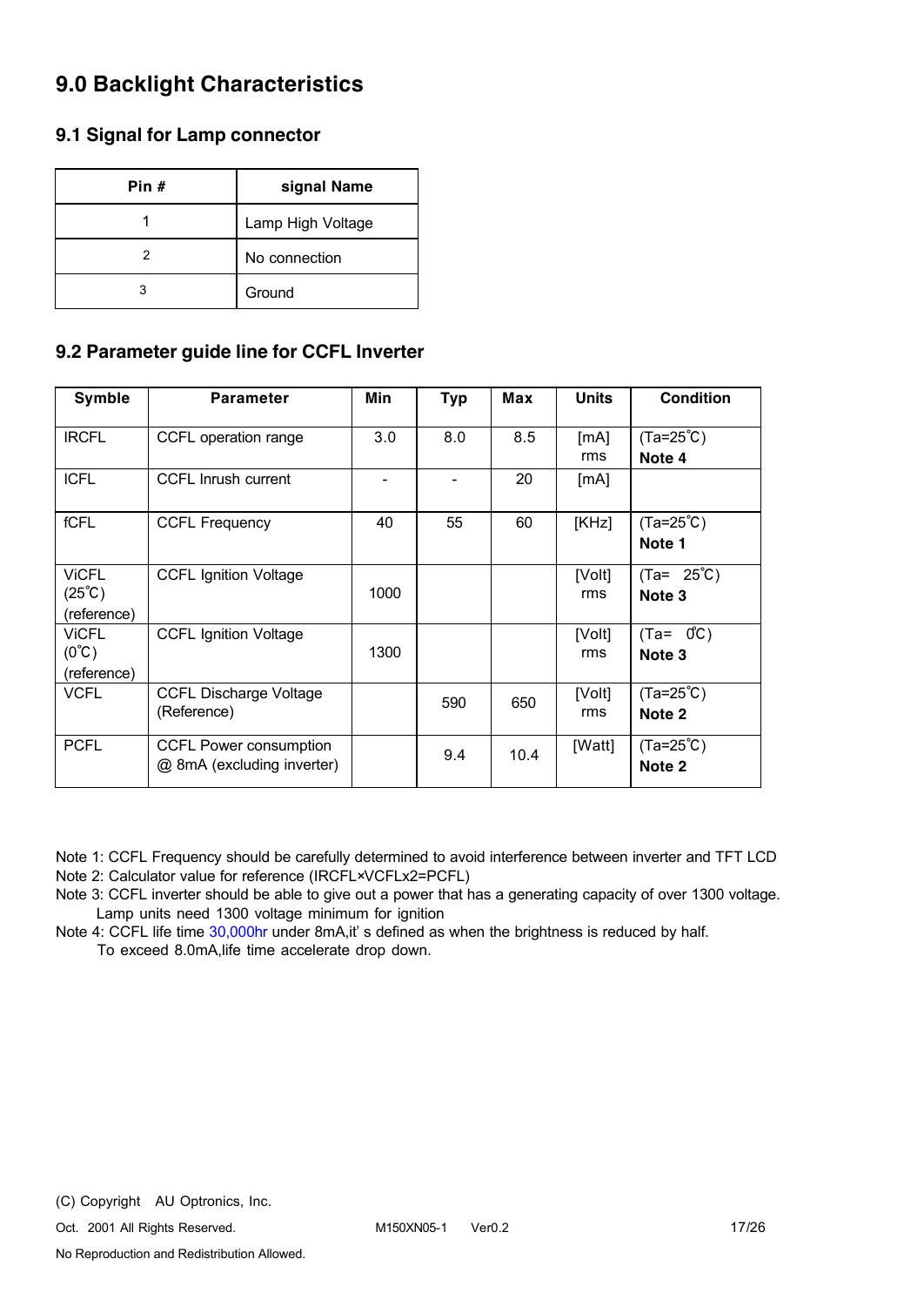## 9.0 Backlight Characteristics

### 9.1 Signal for Lamp connector

| Pin # | signal Name |
|---|---|
| 1 | Lamp High Voltage |
| 2 | No connection |
| 3 | Ground |

### 9.2 Parameter guide line for CCFL Inverter

| Symble | Parameter | Min | Typ | Max | Units | Condition |
|---|---|---|---|---|---|---|
| IRCFL | CCFL operation range | 3.0 | 8.0 | 8.5 | [mA] rms | (Ta=25℃) **Note 4** |
| ICFL | CCFL Inrush current | - | - | 20 | [mA] | |
| fCFL | CCFL Frequency | 40 | 55 | 60 | [KHz] | (Ta=25℃) **Note 1** |
| ViCFL (25℃) (reference) | CCFL Ignition Voltage | 1000 | | | [Volt] rms | (Ta= 25℃) **Note 3** |
| ViCFL (0℃) (reference) | CCFL Ignition Voltage | 1300 | | | [Volt] rms | (Ta= 0℃) **Note 3** |
| VCFL | CCFL Discharge Voltage (Reference) | | 590 | 650 | [Volt] rms | (Ta=25℃) **Note 2** |
| PCFL | CCFL Power consumption @ 8mA (excluding inverter) | | 9.4 | 10.4 | [Watt] | (Ta=25℃) **Note 2** |

Note 1: CCFL Frequency should be carefully determined to avoid interference between inverter and TFT LCD
Note 2: Calculator value for reference (IRCFL×VCFLx2=PCFL)
Note 3: CCFL inverter should be able to give out a power that has a generating capacity of over 1300 voltage. Lamp units need 1300 voltage minimum for ignition
Note 4: CCFL life time 30,000hr under 8mA,it' s defined as when the brightness is reduced by half. To exceed 8.0mA,life time accelerate drop down.

(C) Copyright AU Optronics, Inc.
Oct. 2001 All Rights Reserved. M150XN05-1 Ver0.2
No Reproduction and Redistribution Allowed.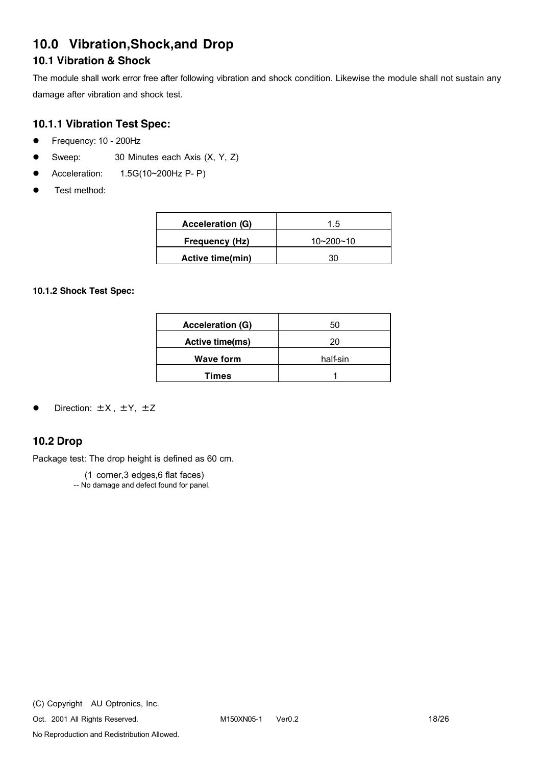# 10.0 Vibration,Shock,and Drop

## 10.1 Vibration & Shock

The module shall work error free after following vibration and shock condition. Likewise the module shall not sustain any damage after vibration and shock test.

### 10.1.1 Vibration Test Spec:

- Frequency: 10 - 200Hz
- Sweep: 30 Minutes each Axis (X, Y, Z)
- Acceleration: 1.5G(10~200Hz P- P)
- Test method:

| Acceleration (G) | 1.5 |
|---|---|
| Frequency (Hz) | 10~200~10 |
| Active time(min) | 30 |

#### 10.1.2 Shock Test Spec:

| Acceleration (G) | 50 |
|---|---|
| Active time(ms) | 20 |
| Wave form | half-sin |
| Times | 1 |

- Direction: ±X , ±Y, ±Z

## 10.2 Drop

Package test: The drop height is defined as 60 cm.

(1 corner,3 edges,6 flat faces)

-- No damage and defect found for panel.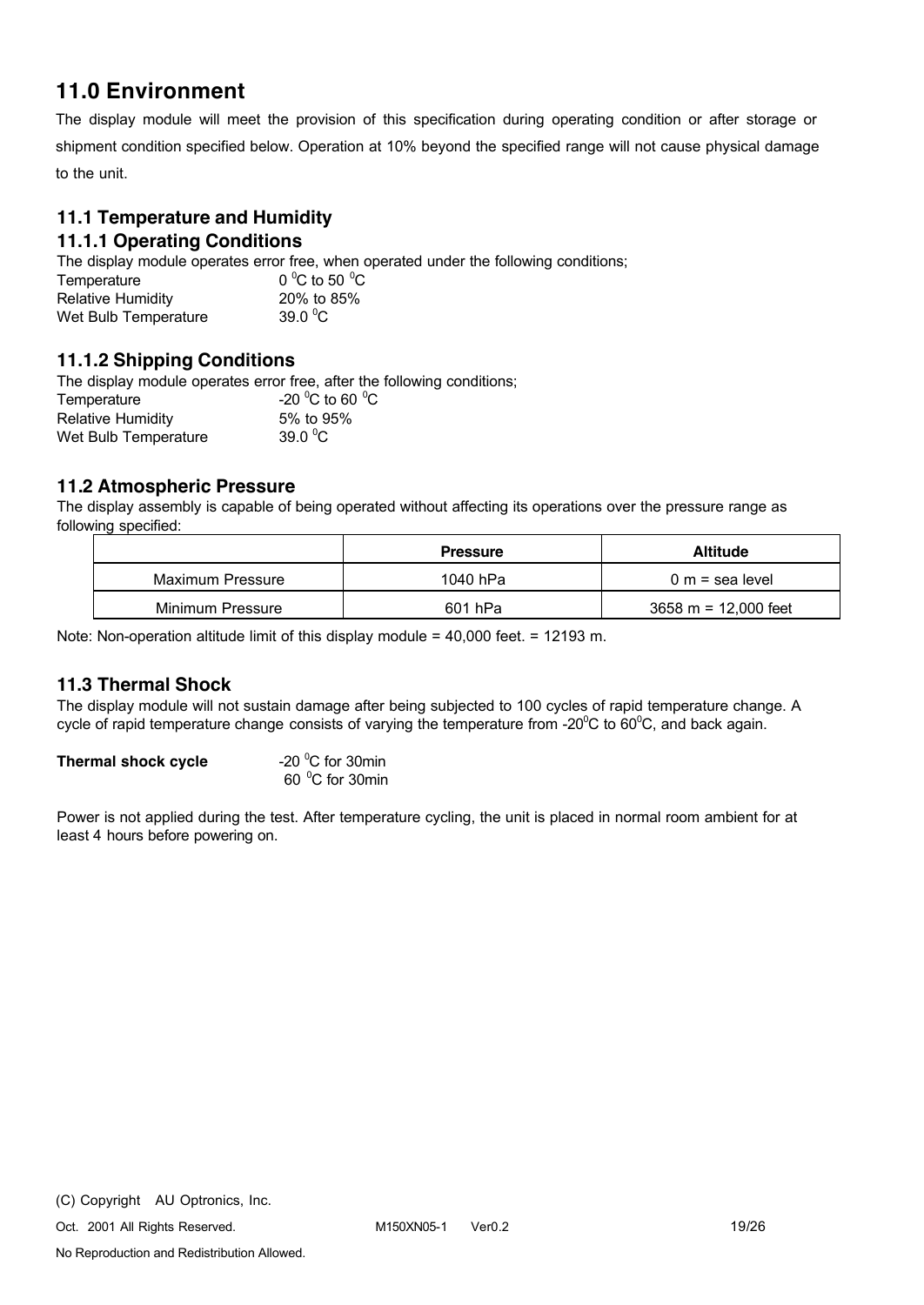## 11.0 Environment

The display module will meet the provision of this specification during operating condition or after storage or shipment condition specified below. Operation at 10% beyond the specified range will not cause physical damage to the unit.

### 11.1 Temperature and Humidity

### 11.1.1 Operating Conditions

The display module operates error free, when operated under the following conditions;

| | |
|---|---|
| Temperature | $0\ ^0C$ to $50\ ^0C$ |
| Relative Humidity | 20% to 85% |
| Wet Bulb Temperature | $39.0\ ^0C$ |

### 11.1.2 Shipping Conditions

The display module operates error free, after the following conditions;

| | |
|---|---|
| Temperature | $-20\ ^0C$ to $60\ ^0C$ |
| Relative Humidity | 5% to 95% |
| Wet Bulb Temperature | $39.0\ ^0C$ |

### 11.2 Atmospheric Pressure

The display assembly is capable of being operated without affecting its operations over the pressure range as following specified:

| | Pressure | Altitude |
|---|---|---|
| Maximum Pressure | 1040 hPa | 0 m = sea level |
| Minimum Pressure | 601 hPa | 3658 m = 12,000 feet |

Note: Non-operation altitude limit of this display module = 40,000 feet. = 12193 m.

### 11.3 Thermal Shock

The display module will not sustain damage after being subjected to 100 cycles of rapid temperature change. A cycle of rapid temperature change consists of varying the temperature from $-20^0C$ to $60^0C$, and back again.

**Thermal shock cycle** $-20\ ^0C$ for 30min
$60\ ^0C$ for 30min

Power is not applied during the test. After temperature cycling, the unit is placed in normal room ambient for at least 4 hours before powering on.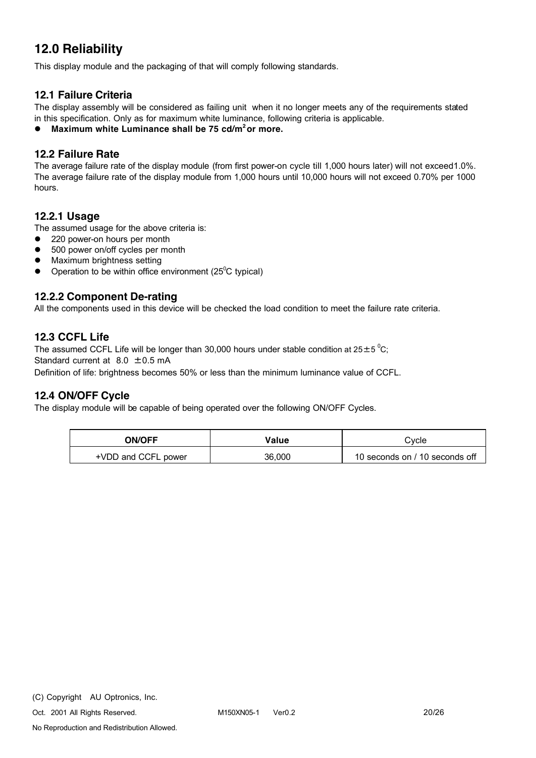## 12.0 Reliability

This display module and the packaging of that will comply following standards.

### 12.1 Failure Criteria

The display assembly will be considered as failing unit when it no longer meets any of the requirements stated in this specification. Only as for maximum white luminance, following criteria is applicable.

- **Maximum white Luminance shall be 75 cd/$m^2$ or more.**

### 12.2 Failure Rate

The average failure rate of the display module (from first power-on cycle till 1,000 hours later) will not exceed1.0%. The average failure rate of the display module from 1,000 hours until 10,000 hours will not exceed 0.70% per 1000 hours.

### 12.2.1 Usage

The assumed usage for the above criteria is:

- 220 power-on hours per month
- 500 power on/off cycles per month
- Maximum brightness setting
- Operation to be within office environment ($25^0$C typical)

### 12.2.2 Component De-rating

All the components used in this device will be checked the load condition to meet the failure rate criteria.

### 12.3 CCFL Life

The assumed CCFL Life will be longer than 30,000 hours under stable condition at 25±5 $^0$C;
Standard current at 8.0 ±0.5 mA
Definition of life: brightness becomes 50% or less than the minimum luminance value of CCFL.

### 12.4 ON/OFF Cycle

The display module will be capable of being operated over the following ON/OFF Cycles.

| ON/OFF | Value | Cycle |
|---|---|---|
| +VDD and CCFL power | 36,000 | 10 seconds on / 10 seconds off |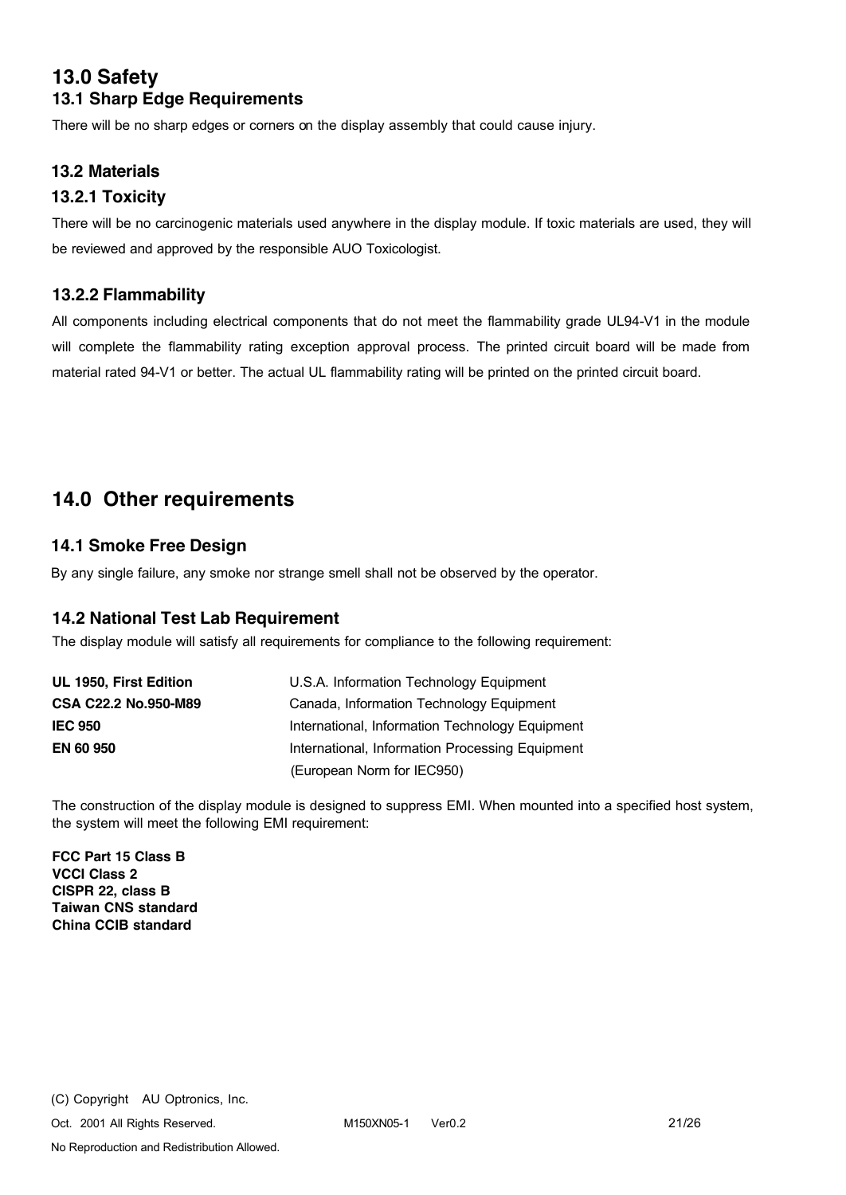# 13.0 Safety

## 13.1 Sharp Edge Requirements

There will be no sharp edges or corners on the display assembly that could cause injury.

## 13.2 Materials

### 13.2.1 Toxicity

There will be no carcinogenic materials used anywhere in the display module. If toxic materials are used, they will be reviewed and approved by the responsible AUO Toxicologist.

### 13.2.2 Flammability

All components including electrical components that do not meet the flammability grade UL94-V1 in the module will complete the flammability rating exception approval process. The printed circuit board will be made from material rated 94-V1 or better. The actual UL flammability rating will be printed on the printed circuit board.

# 14.0 Other requirements

## 14.1 Smoke Free Design

By any single failure, any smoke nor strange smell shall not be observed by the operator.

## 14.2 National Test Lab Requirement

The display module will satisfy all requirements for compliance to the following requirement:

| | |
|---|---|
| **UL 1950, First Edition** | U.S.A. Information Technology Equipment |
| **CSA C22.2 No.950-M89** | Canada, Information Technology Equipment |
| **IEC 950** | International, Information Technology Equipment |
| **EN 60 950** | International, Information Processing Equipment (European Norm for IEC950) |

The construction of the display module is designed to suppress EMI. When mounted into a specified host system, the system will meet the following EMI requirement:

**FCC Part 15 Class B**
**VCCI Class 2**
**CISPR 22, class B**
**Taiwan CNS standard**
**China CCIB standard**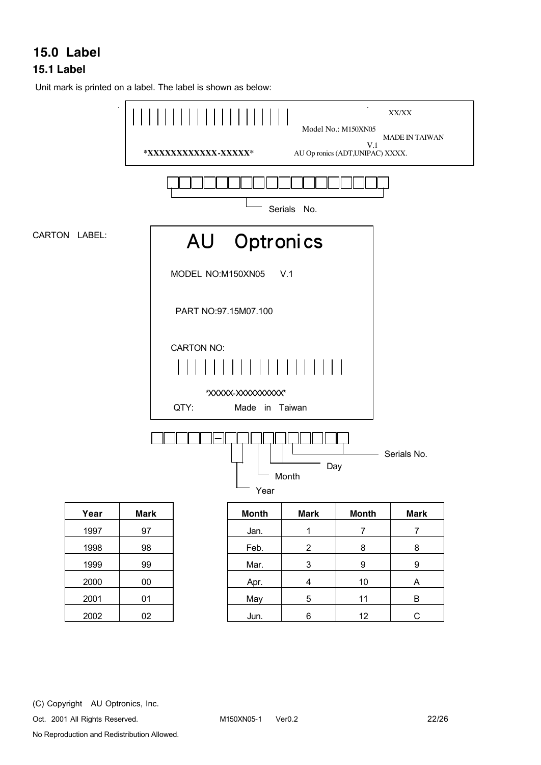# 15.0 Label

## 15.1 Label

Unit mark is printed on a label. The label is shown as below:

XX/XX

Model No.: M150XN05

MADE IN TAIWAN

V.1

*XXXXXXXXXXXX-XXXXX*

AU Op ronics (ADT,UNIPAC) XXXX.

Serials No.

CARTON LABEL:

AU Optronics

MODEL NO:M150XN05 V.1

PART NO:97.15M07.100

CARTON NO:

*XXXXX-XXXXXXXXXX*

QTY: Made in Taiwan

Serials No.

Day

Month

Year

| Year | Mark |
|---|---|
| 1997 | 97 |
| 1998 | 98 |
| 1999 | 99 |
| 2000 | 00 |
| 2001 | 01 |
| 2002 | 02 |

| Month | Mark | Month | Mark |
|---|---|---|---|
| Jan. | 1 | 7 | 7 |
| Feb. | 2 | 8 | 8 |
| Mar. | 3 | 9 | 9 |
| Apr. | 4 | 10 | A |
| May | 5 | 11 | B |
| Jun. | 6 | 12 | C |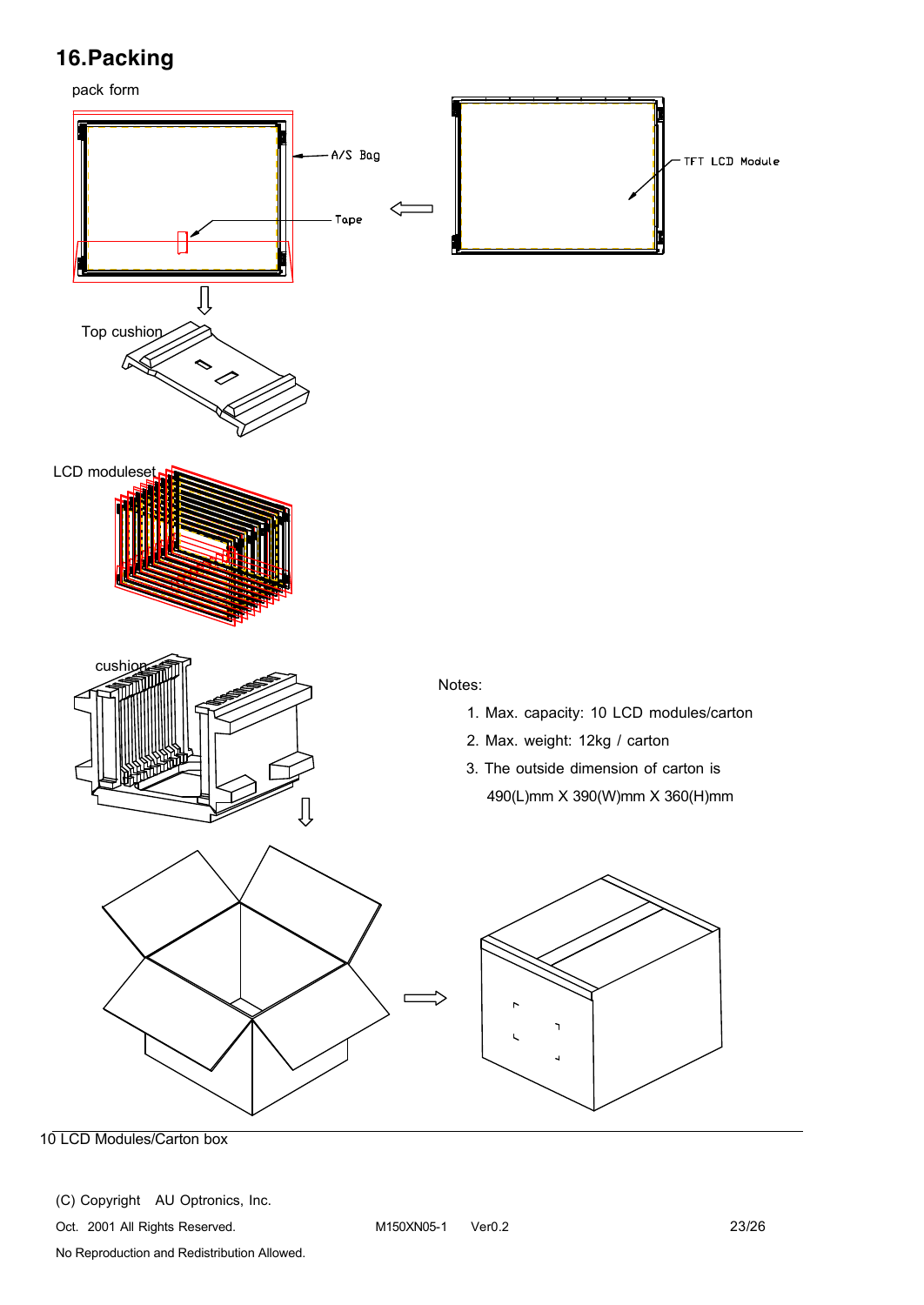# 16.Packing

pack form

A/S Bag

Tape

TFT LCD Module

Top cushion

LCD moduleset

cushion

Notes:

1. Max. capacity: 10 LCD modules/carton
2. Max. weight: 12kg / carton
3. The outside dimension of carton is 490(L)mm X 390(W)mm X 360(H)mm

10 LCD Modules/Carton box

(C) Copyright AU Optronics, Inc.

Oct. 2001 All Rights Reserved. M150XN05-1 Ver0.2

No Reproduction and Redistribution Allowed.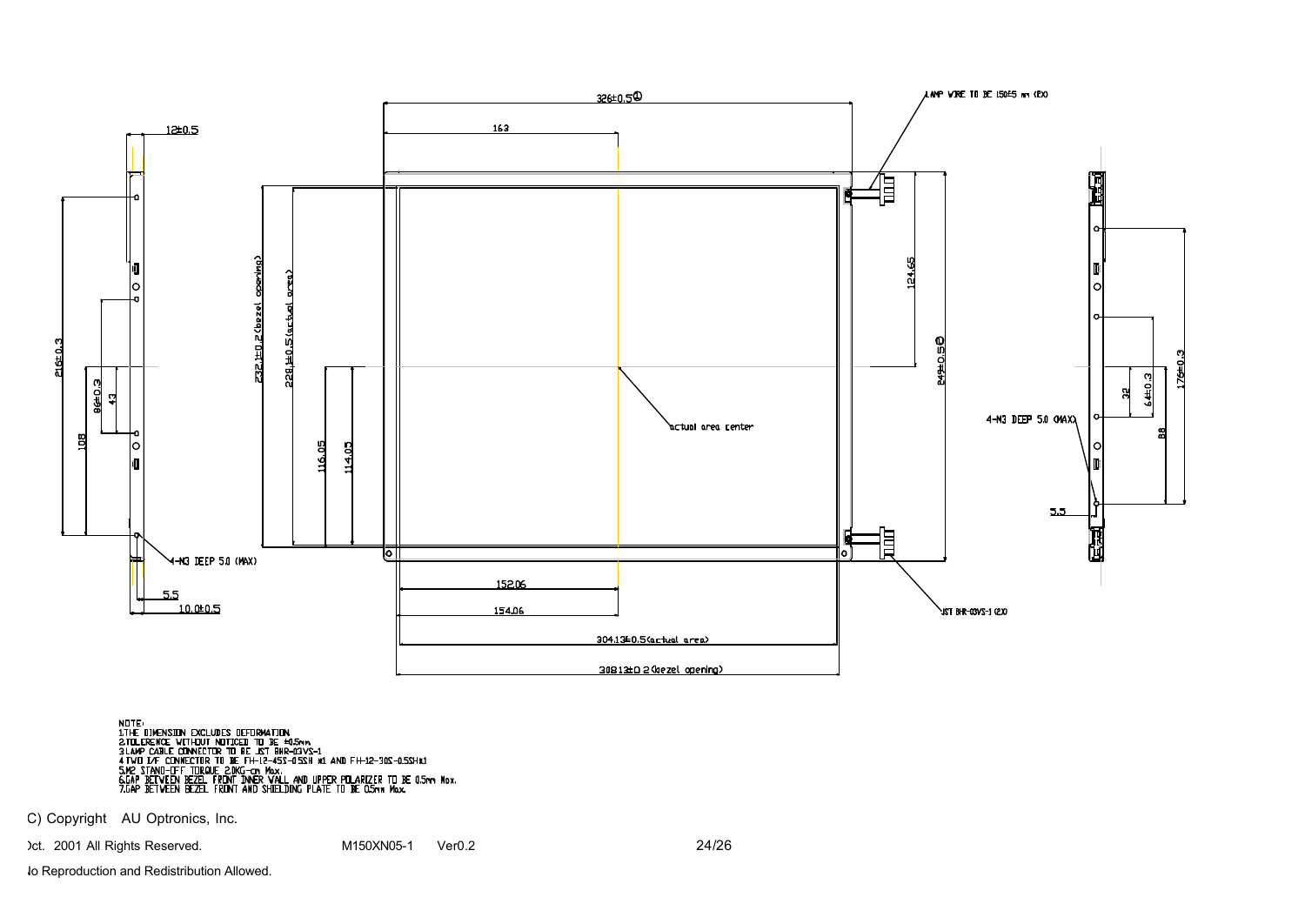NOTE:

1.THE DIMENSION EXCLUDES DEFORMATION.
2.TOLERENCE WITHOUT NOTICED TO BE ±0.5mm
3.LAMP CABLE CONNECTOR TO BE JST BHR-03VS-1
4.TWO I/F CONNECTOR TO BE FH-12-45S-0.5SH x1 AND FH-12-30S-0.5SHx1
5.M2 STAND-OFF TORQUE 2.0KG-cm Max.
6.GAP BETWEEN BEZEL FRONT INNER WALL AND UPPER POLARIZER TO BE 0.5mm Max.
7.GAP BETWEEN BEZEL FRONT AND SHIELDING PLATE TO BE 0.5mm Max.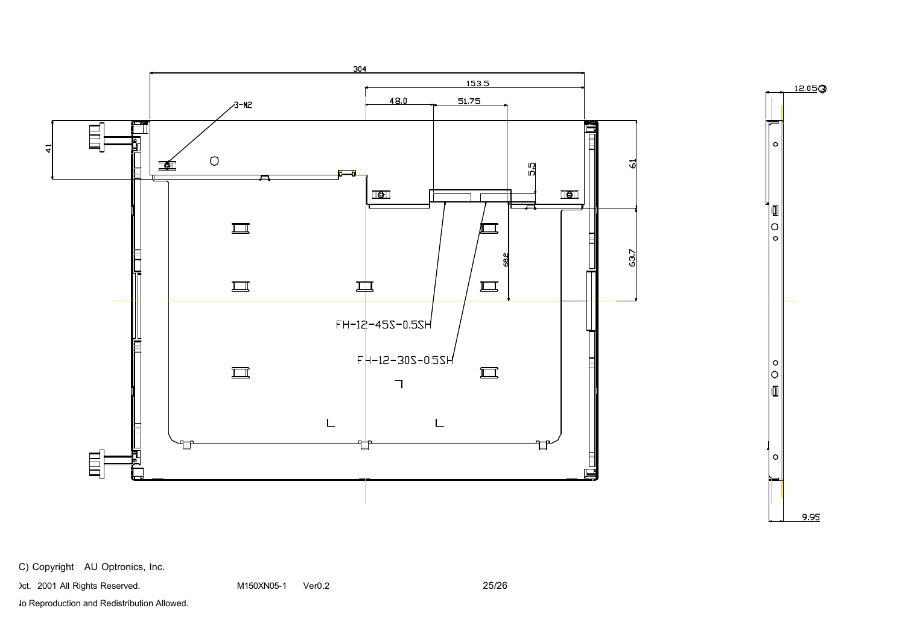304

153.5

48.0

51.75

3-M2

41

5.5

61

63.7

68.2

FH-12-45S-0.5SH

FH-12-30S-0.5SH

12.05

9.95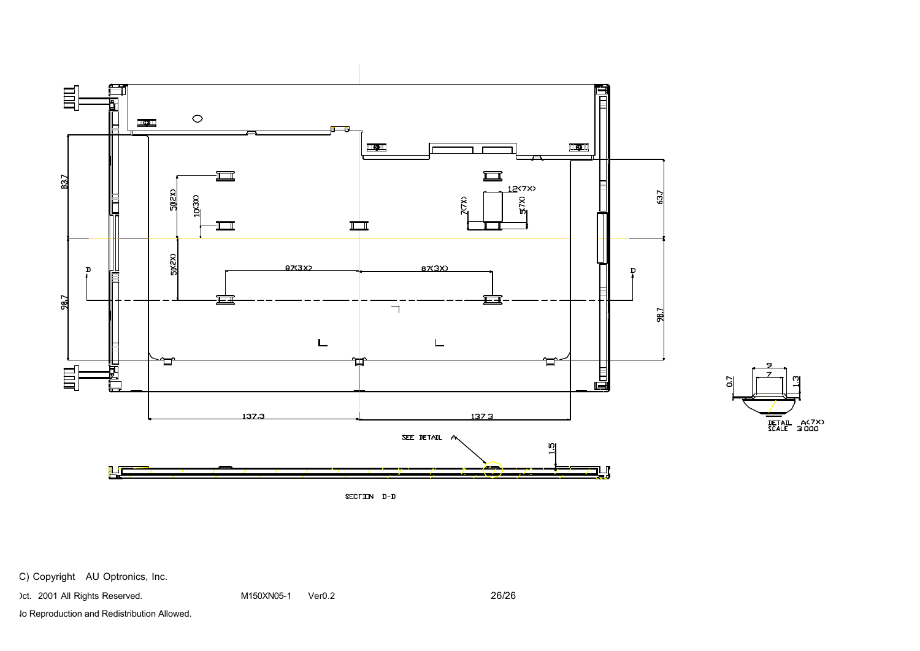83.7

98.7

D

50(2X)

10(3X)

50(2X)

87(3X)

87(3X)

12(7X)

7(7X)

5(7X)

63.7

98.7

D

137.3

137.3

SEE DETAIL A

1.5

SECTION D-D

0.7

7

1.3

DETAIL A(7X)
SCALE 3.000

C) Copyright AU Optronics, Inc.

Oct. 2001 All Rights Reserved. M150XN05-1 Ver0.2

No Reproduction and Redistribution Allowed.